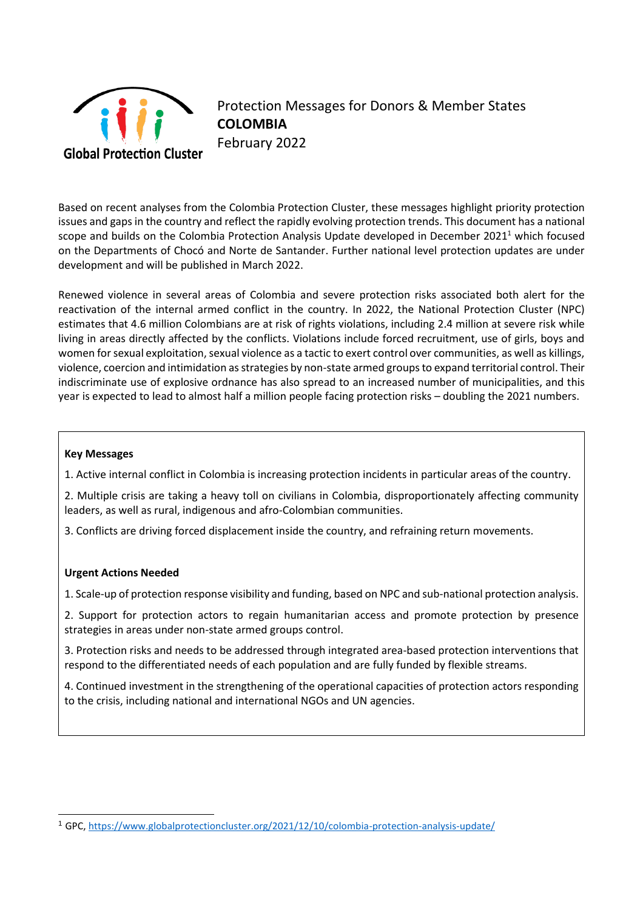Global Protection Cluster

Protection Messages for Donors & Member States
**COLOMBIA**
February 2022

Based on recent analyses from the Colombia Protection Cluster, these messages highlight priority protection issues and gaps in the country and reflect the rapidly evolving protection trends. This document has a national scope and builds on the Colombia Protection Analysis Update developed in December 2021[1] which focused on the Departments of Chocó and Norte de Santander. Further national level protection updates are under development and will be published in March 2022.

Renewed violence in several areas of Colombia and severe protection risks associated both alert for the reactivation of the internal armed conflict in the country. In 2022, the National Protection Cluster (NPC) estimates that 4.6 million Colombians are at risk of rights violations, including 2.4 million at severe risk while living in areas directly affected by the conflicts. Violations include forced recruitment, use of girls, boys and women for sexual exploitation, sexual violence as a tactic to exert control over communities, as well as killings, violence, coercion and intimidation as strategies by non-state armed groups to expand territorial control. Their indiscriminate use of explosive ordnance has also spread to an increased number of municipalities, and this year is expected to lead to almost half a million people facing protection risks – doubling the 2021 numbers.

**Key Messages**

1. Active internal conflict in Colombia is increasing protection incidents in particular areas of the country.

2. Multiple crisis are taking a heavy toll on civilians in Colombia, disproportionately affecting community leaders, as well as rural, indigenous and afro-Colombian communities.

3. Conflicts are driving forced displacement inside the country, and refraining return movements.

**Urgent Actions Needed**

1. Scale-up of protection response visibility and funding, based on NPC and sub-national protection analysis.

2. Support for protection actors to regain humanitarian access and promote protection by presence strategies in areas under non-state armed groups control.

3. Protection risks and needs to be addressed through integrated area-based protection interventions that respond to the differentiated needs of each population and are fully funded by flexible streams.

4. Continued investment in the strengthening of the operational capacities of protection actors responding to the crisis, including national and international NGOs and UN agencies.

[1] GPC, https://www.globalprotectioncluster.org/2021/12/10/colombia-protection-analysis-update/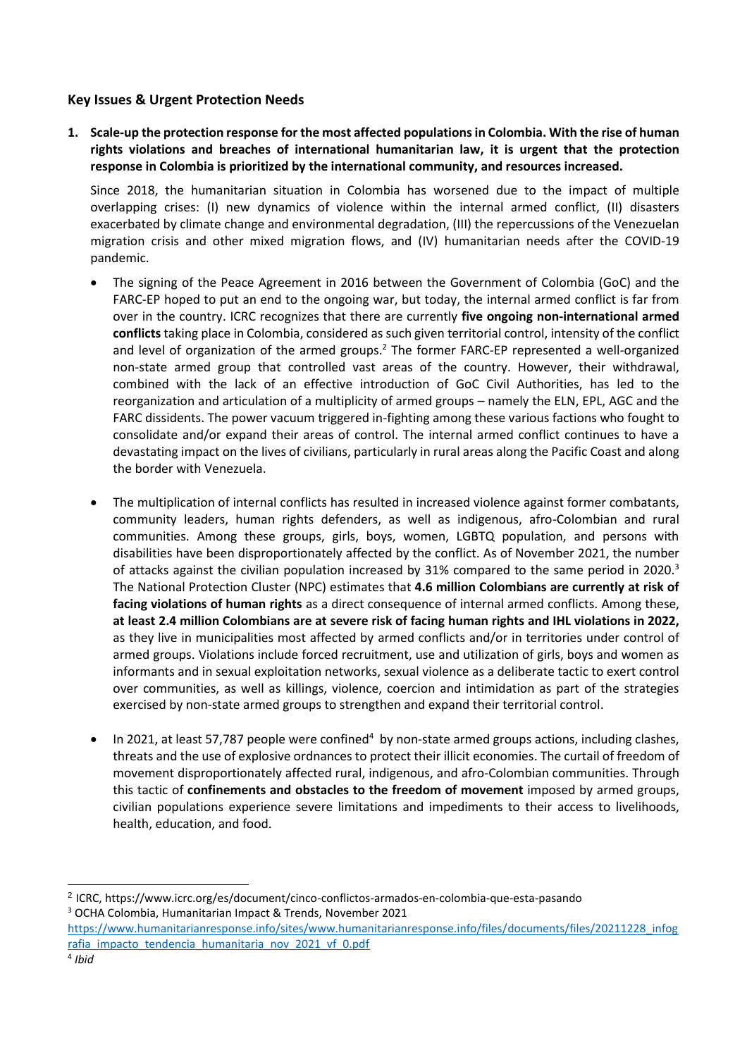### Key Issues & Urgent Protection Needs

1. **Scale-up the protection response for the most affected populations in Colombia. With the rise of human rights violations and breaches of international humanitarian law, it is urgent that the protection response in Colombia is prioritized by the international community, and resources increased.**

   Since 2018, the humanitarian situation in Colombia has worsened due to the impact of multiple overlapping crises: (I) new dynamics of violence within the internal armed conflict, (II) disasters exacerbated by climate change and environmental degradation, (III) the repercussions of the Venezuelan migration crisis and other mixed migration flows, and (IV) humanitarian needs after the COVID-19 pandemic.

   - The signing of the Peace Agreement in 2016 between the Government of Colombia (GoC) and the FARC-EP hoped to put an end to the ongoing war, but today, the internal armed conflict is far from over in the country. ICRC recognizes that there are currently **five ongoing non-international armed conflicts** taking place in Colombia, considered as such given territorial control, intensity of the conflict and level of organization of the armed groups.[2] The former FARC-EP represented a well-organized non-state armed group that controlled vast areas of the country. However, their withdrawal, combined with the lack of an effective introduction of GoC Civil Authorities, has led to the reorganization and articulation of a multiplicity of armed groups – namely the ELN, EPL, AGC and the FARC dissidents. The power vacuum triggered in-fighting among these various factions who fought to consolidate and/or expand their areas of control. The internal armed conflict continues to have a devastating impact on the lives of civilians, particularly in rural areas along the Pacific Coast and along the border with Venezuela.

   - The multiplication of internal conflicts has resulted in increased violence against former combatants, community leaders, human rights defenders, as well as indigenous, afro-Colombian and rural communities. Among these groups, girls, boys, women, LGBTQ population, and persons with disabilities have been disproportionately affected by the conflict. As of November 2021, the number of attacks against the civilian population increased by 31% compared to the same period in 2020.[3] The National Protection Cluster (NPC) estimates that **4.6 million Colombians are currently at risk of facing violations of human rights** as a direct consequence of internal armed conflicts. Among these, **at least 2.4 million Colombians are at severe risk of facing human rights and IHL violations in 2022,** as they live in municipalities most affected by armed conflicts and/or in territories under control of armed groups. Violations include forced recruitment, use and utilization of girls, boys and women as informants and in sexual exploitation networks, sexual violence as a deliberate tactic to exert control over communities, as well as killings, violence, coercion and intimidation as part of the strategies exercised by non-state armed groups to strengthen and expand their territorial control.

   - In 2021, at least 57,787 people were confined[4] by non-state armed groups actions, including clashes, threats and the use of explosive ordnances to protect their illicit economies. The curtail of freedom of movement disproportionately affected rural, indigenous, and afro-Colombian communities. Through this tactic of **confinements and obstacles to the freedom of movement** imposed by armed groups, civilian populations experience severe limitations and impediments to their access to livelihoods, health, education, and food.

---

[2] ICRC, https://www.icrc.org/es/document/cinco-conflictos-armados-en-colombia-que-esta-pasando

[3] OCHA Colombia, Humanitarian Impact & Trends, November 2021 https://www.humanitarianresponse.info/sites/www.humanitarianresponse.info/files/documents/files/20211228_infografia_impacto_tendencia_humanitaria_nov_2021_vf_0.pdf

[4] *Ibid*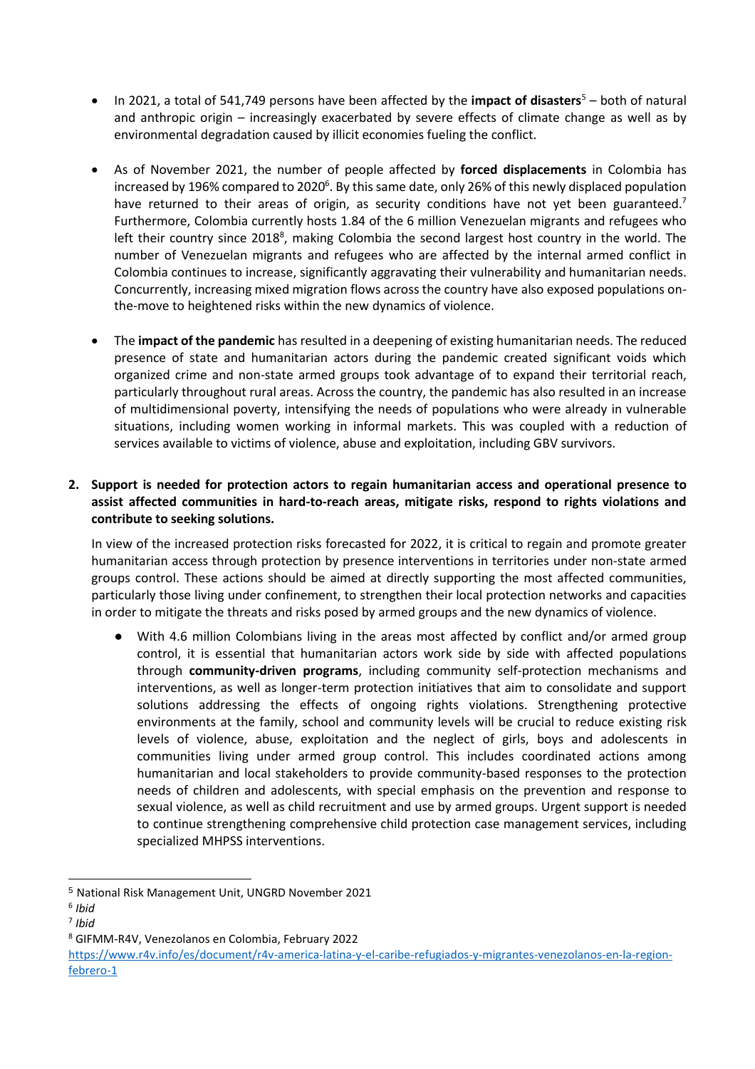- In 2021, a total of 541,749 persons have been affected by the **impact of disasters**[5] – both of natural and anthropic origin – increasingly exacerbated by severe effects of climate change as well as by environmental degradation caused by illicit economies fueling the conflict.

- As of November 2021, the number of people affected by **forced displacements** in Colombia has increased by 196% compared to 2020[6]. By this same date, only 26% of this newly displaced population have returned to their areas of origin, as security conditions have not yet been guaranteed.[7] Furthermore, Colombia currently hosts 1.84 of the 6 million Venezuelan migrants and refugees who left their country since 2018[8], making Colombia the second largest host country in the world. The number of Venezuelan migrants and refugees who are affected by the internal armed conflict in Colombia continues to increase, significantly aggravating their vulnerability and humanitarian needs. Concurrently, increasing mixed migration flows across the country have also exposed populations on-the-move to heightened risks within the new dynamics of violence.

- The **impact of the pandemic** has resulted in a deepening of existing humanitarian needs. The reduced presence of state and humanitarian actors during the pandemic created significant voids which organized crime and non-state armed groups took advantage of to expand their territorial reach, particularly throughout rural areas. Across the country, the pandemic has also resulted in an increase of multidimensional poverty, intensifying the needs of populations who were already in vulnerable situations, including women working in informal markets. This was coupled with a reduction of services available to victims of violence, abuse and exploitation, including GBV survivors.

2. **Support is needed for protection actors to regain humanitarian access and operational presence to assist affected communities in hard-to-reach areas, mitigate risks, respond to rights violations and contribute to seeking solutions.**

   In view of the increased protection risks forecasted for 2022, it is critical to regain and promote greater humanitarian access through protection by presence interventions in territories under non-state armed groups control. These actions should be aimed at directly supporting the most affected communities, particularly those living under confinement, to strengthen their local protection networks and capacities in order to mitigate the threats and risks posed by armed groups and the new dynamics of violence.

   - With 4.6 million Colombians living in the areas most affected by conflict and/or armed group control, it is essential that humanitarian actors work side by side with affected populations through **community-driven programs**, including community self-protection mechanisms and interventions, as well as longer-term protection initiatives that aim to consolidate and support solutions addressing the effects of ongoing rights violations. Strengthening protective environments at the family, school and community levels will be crucial to reduce existing risk levels of violence, abuse, exploitation and the neglect of girls, boys and adolescents in communities living under armed group control. This includes coordinated actions among humanitarian and local stakeholders to provide community-based responses to the protection needs of children and adolescents, with special emphasis on the prevention and response to sexual violence, as well as child recruitment and use by armed groups. Urgent support is needed to continue strengthening comprehensive child protection case management services, including specialized MHPSS interventions.

---

[5] National Risk Management Unit, UNGRD November 2021

[6] *Ibid*

[7] *Ibid*

[8] GIFMM-R4V, Venezolanos en Colombia, February 2022 https://www.r4v.info/es/document/r4v-america-latina-y-el-caribe-refugiados-y-migrantes-venezolanos-en-la-region-febrero-1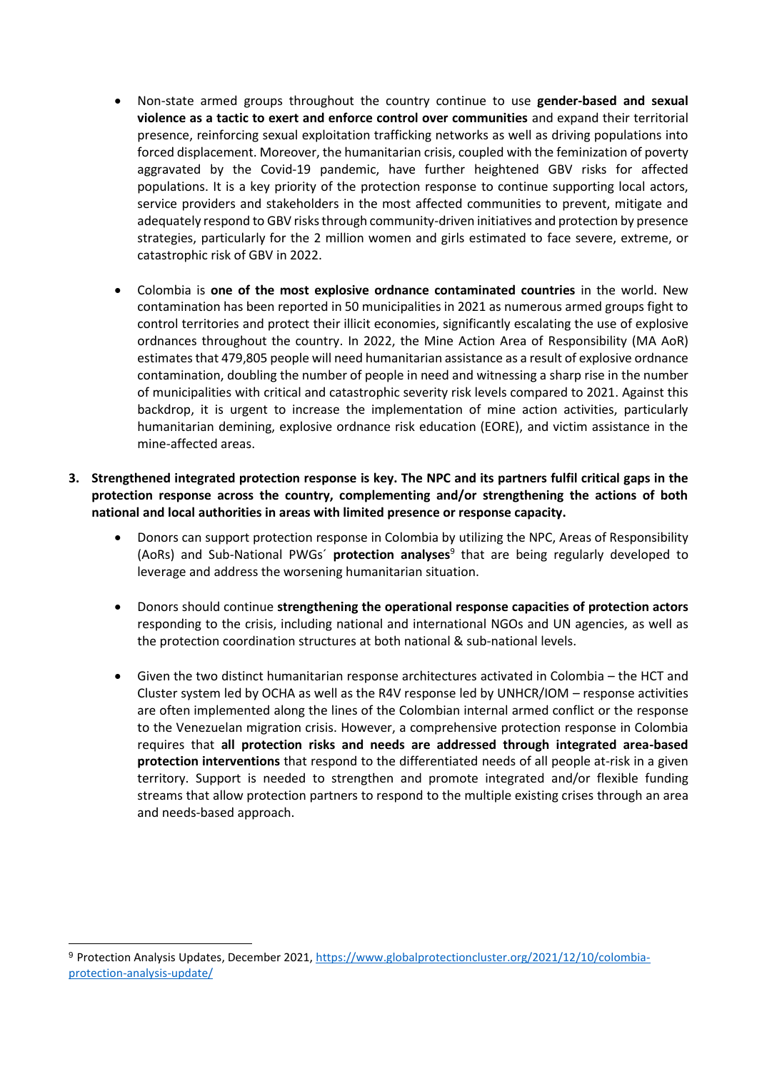- Non-state armed groups throughout the country continue to use **gender-based and sexual violence as a tactic to exert and enforce control over communities** and expand their territorial presence, reinforcing sexual exploitation trafficking networks as well as driving populations into forced displacement. Moreover, the humanitarian crisis, coupled with the feminization of poverty aggravated by the Covid-19 pandemic, have further heightened GBV risks for affected populations. It is a key priority of the protection response to continue supporting local actors, service providers and stakeholders in the most affected communities to prevent, mitigate and adequately respond to GBV risks through community-driven initiatives and protection by presence strategies, particularly for the 2 million women and girls estimated to face severe, extreme, or catastrophic risk of GBV in 2022.

- Colombia is **one of the most explosive ordnance contaminated countries** in the world. New contamination has been reported in 50 municipalities in 2021 as numerous armed groups fight to control territories and protect their illicit economies, significantly escalating the use of explosive ordnances throughout the country. In 2022, the Mine Action Area of Responsibility (MA AoR) estimates that 479,805 people will need humanitarian assistance as a result of explosive ordnance contamination, doubling the number of people in need and witnessing a sharp rise in the number of municipalities with critical and catastrophic severity risk levels compared to 2021. Against this backdrop, it is urgent to increase the implementation of mine action activities, particularly humanitarian demining, explosive ordnance risk education (EORE), and victim assistance in the mine-affected areas.

3. **Strengthened integrated protection response is key. The NPC and its partners fulfil critical gaps in the protection response across the country, complementing and/or strengthening the actions of both national and local authorities in areas with limited presence or response capacity.**

    - Donors can support protection response in Colombia by utilizing the NPC, Areas of Responsibility (AoRs) and Sub-National PWGs´ **protection analyses**[9] that are being regularly developed to leverage and address the worsening humanitarian situation.

    - Donors should continue **strengthening the operational response capacities of protection actors** responding to the crisis, including national and international NGOs and UN agencies, as well as the protection coordination structures at both national & sub-national levels.

    - Given the two distinct humanitarian response architectures activated in Colombia – the HCT and Cluster system led by OCHA as well as the R4V response led by UNHCR/IOM – response activities are often implemented along the lines of the Colombian internal armed conflict or the response to the Venezuelan migration crisis. However, a comprehensive protection response in Colombia requires that **all protection risks and needs are addressed through integrated area-based protection interventions** that respond to the differentiated needs of all people at-risk in a given territory. Support is needed to strengthen and promote integrated and/or flexible funding streams that allow protection partners to respond to the multiple existing crises through an area and needs-based approach.

---

[9] Protection Analysis Updates, December 2021, https://www.globalprotectioncluster.org/2021/12/10/colombia-protection-analysis-update/